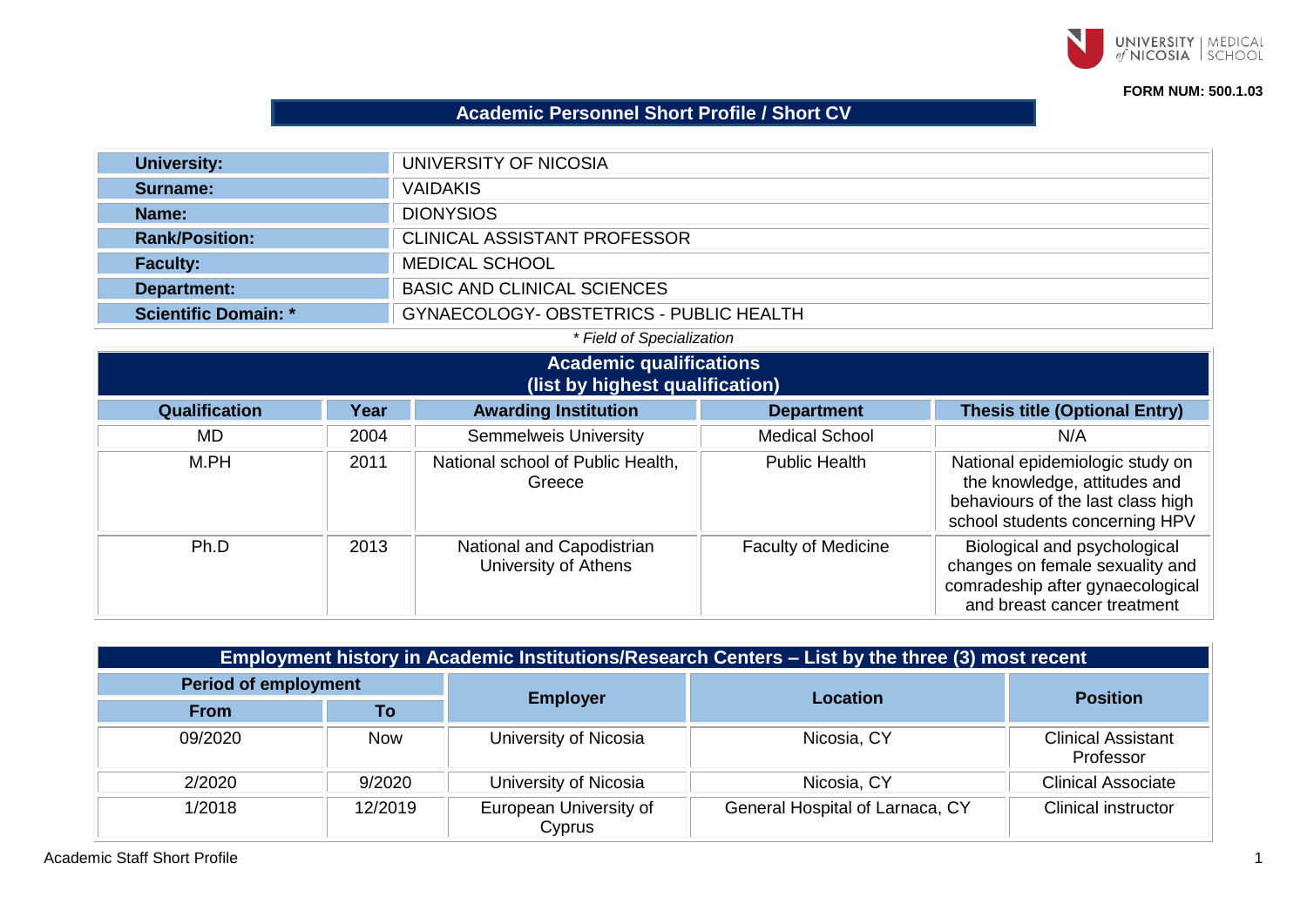FORM NUM: 500.1.03

# Academic Personnel Short Profile / Short CV

| | |
|---|---|
| **University:** | UNIVERSITY OF NICOSIA |
| **Surname:** | VAIDAKIS |
| **Name:** | DIONYSIOS |
| **Rank/Position:** | CLINICAL ASSISTANT PROFESSOR |
| **Faculty:** | MEDICAL SCHOOL |
| **Department:** | BASIC AND CLINICAL SCIENCES |
| **Scientific Domain: *** | GYNAECOLOGY- OBSTETRICS - PUBLIC HEALTH |

*\* Field of Specialization*

## Academic qualifications (list by highest qualification)

| Qualification | Year | Awarding Institution | Department | Thesis title (Optional Entry) |
|---|---|---|---|---|
| MD | 2004 | Semmelweis University | Medical School | N/A |
| M.PH | 2011 | National school of Public Health, Greece | Public Health | National epidemiologic study on the knowledge, attitudes and behaviours of the last class high school students concerning HPV |
| Ph.D | 2013 | National and Capodistrian University of Athens | Faculty of Medicine | Biological and psychological changes on female sexuality and comradeship after gynaecological and breast cancer treatment |

## Employment history in Academic Institutions/Research Centers – List by the three (3) most recent

| Period of employment | | Employer | Location | Position |
|---|---|---|---|---|
| From | To | | | |
| 09/2020 | Now | University of Nicosia | Nicosia, CY | Clinical Assistant Professor |
| 2/2020 | 9/2020 | University of Nicosia | Nicosia, CY | Clinical Associate |
| 1/2018 | 12/2019 | European University of Cyprus | General Hospital of Larnaca, CY | Clinical instructor |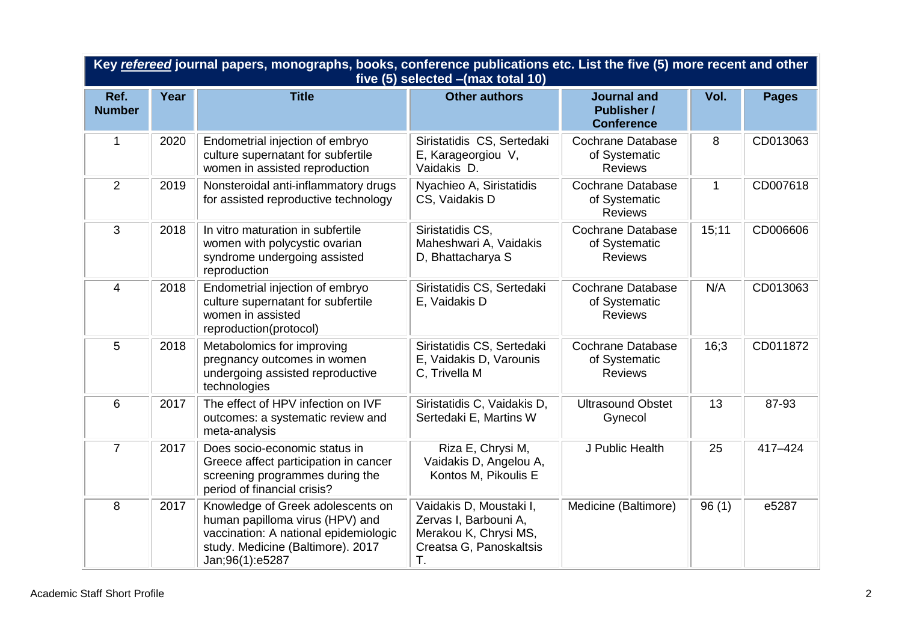| Key *refereed* journal papers, monographs, books, conference publications etc. List the five (5) more recent and other five (5) selected –(max total 10) | | | | | | |
|---|---|---|---|---|---|---|
| **Ref. Number** | **Year** | **Title** | **Other authors** | **Journal and Publisher / Conference** | **Vol.** | **Pages** |
| 1 | 2020 | Endometrial injection of embryo culture supernatant for subfertile women in assisted reproduction | Siristatidis CS, Sertedaki E, Karageorgiou V, Vaidakis D. | Cochrane Database of Systematic Reviews | 8 | CD013063 |
| 2 | 2019 | Nonsteroidal anti-inflammatory drugs for assisted reproductive technology | Nyachieo A, Siristatidis CS, Vaidakis D | Cochrane Database of Systematic Reviews | 1 | CD007618 |
| 3 | 2018 | In vitro maturation in subfertile women with polycystic ovarian syndrome undergoing assisted reproduction | Siristatidis CS, Maheshwari A, Vaidakis D, Bhattacharya S | Cochrane Database of Systematic Reviews | 15;11 | CD006606 |
| 4 | 2018 | Endometrial injection of embryo culture supernatant for subfertile women in assisted reproduction(protocol) | Siristatidis CS, Sertedaki E, Vaidakis D | Cochrane Database of Systematic Reviews | N/A | CD013063 |
| 5 | 2018 | Metabolomics for improving pregnancy outcomes in women undergoing assisted reproductive technologies | Siristatidis CS, Sertedaki E, Vaidakis D, Varounis C, Trivella M | Cochrane Database of Systematic Reviews | 16;3 | CD011872 |
| 6 | 2017 | The effect of HPV infection on IVF outcomes: a systematic review and meta-analysis | Siristatidis C, Vaidakis D, Sertedaki E, Martins W | Ultrasound Obstet Gynecol | 13 | 87-93 |
| 7 | 2017 | Does socio-economic status in Greece affect participation in cancer screening programmes during the period of financial crisis? | Riza E, Chrysi M, Vaidakis D, Angelou A, Kontos M, Pikoulis E | J Public Health | 25 | 417–424 |
| 8 | 2017 | Knowledge of Greek adolescents on human papilloma virus (HPV) and vaccination: A national epidemiologic study. Medicine (Baltimore). 2017 Jan;96(1):e5287 | Vaidakis D, Moustaki I, Zervas I, Barbouni A, Merakou K, Chrysi MS, Creatsa G, Panoskaltsis T. | Medicine (Baltimore) | 96 (1) | e5287 |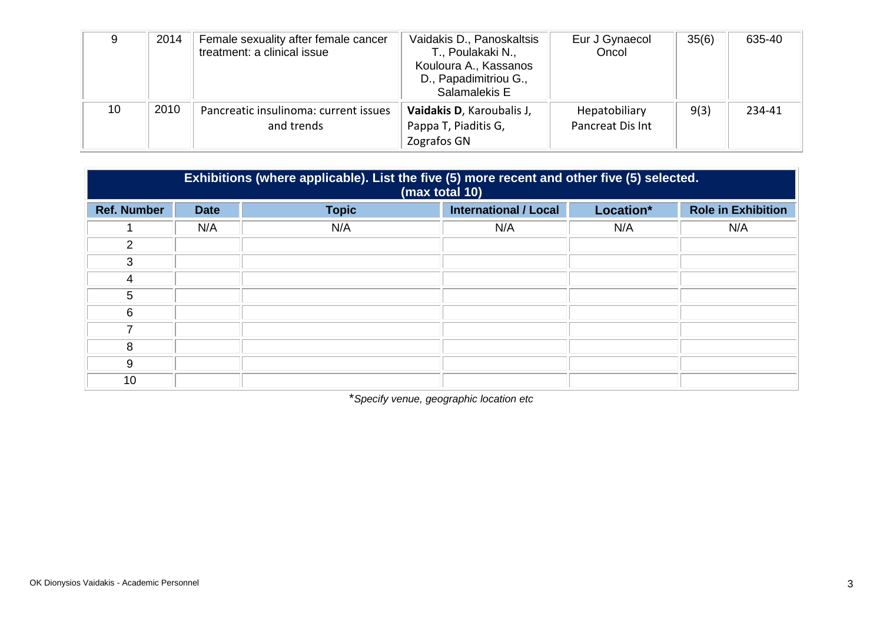| 9 | 2014 | Female sexuality after female cancer treatment: a clinical issue | Vaidakis D., Panoskaltsis T., Poulakaki N., Kouloura A., Kassanos D., Papadimitriou G., Salamalekis E | Eur J Gynaecol Oncol | 35(6) | 635-40 |
|---|---|---|---|---|---|---|
| 10 | 2010 | Pancreatic insulinoma: current issues and trends | **Vaidakis D**, Karoubalis J, Pappa T, Piaditis G, Zografos GN | Hepatobiliary Pancreat Dis Int | 9(3) | 234-41 |

| **Exhibitions (where applicable). List the five (5) more recent and other five (5) selected. (max total 10)** | | | | | |
|---|---|---|---|---|---|
| **Ref. Number** | **Date** | **Topic** | **International / Local** | **Location*** | **Role in Exhibition** |
| 1 | N/A | N/A | N/A | N/A | N/A |
| 2 | | | | | |
| 3 | | | | | |
| 4 | | | | | |
| 5 | | | | | |
| 6 | | | | | |
| 7 | | | | | |
| 8 | | | | | |
| 9 | | | | | |
| 10 | | | | | |

**Specify venue, geographic location etc*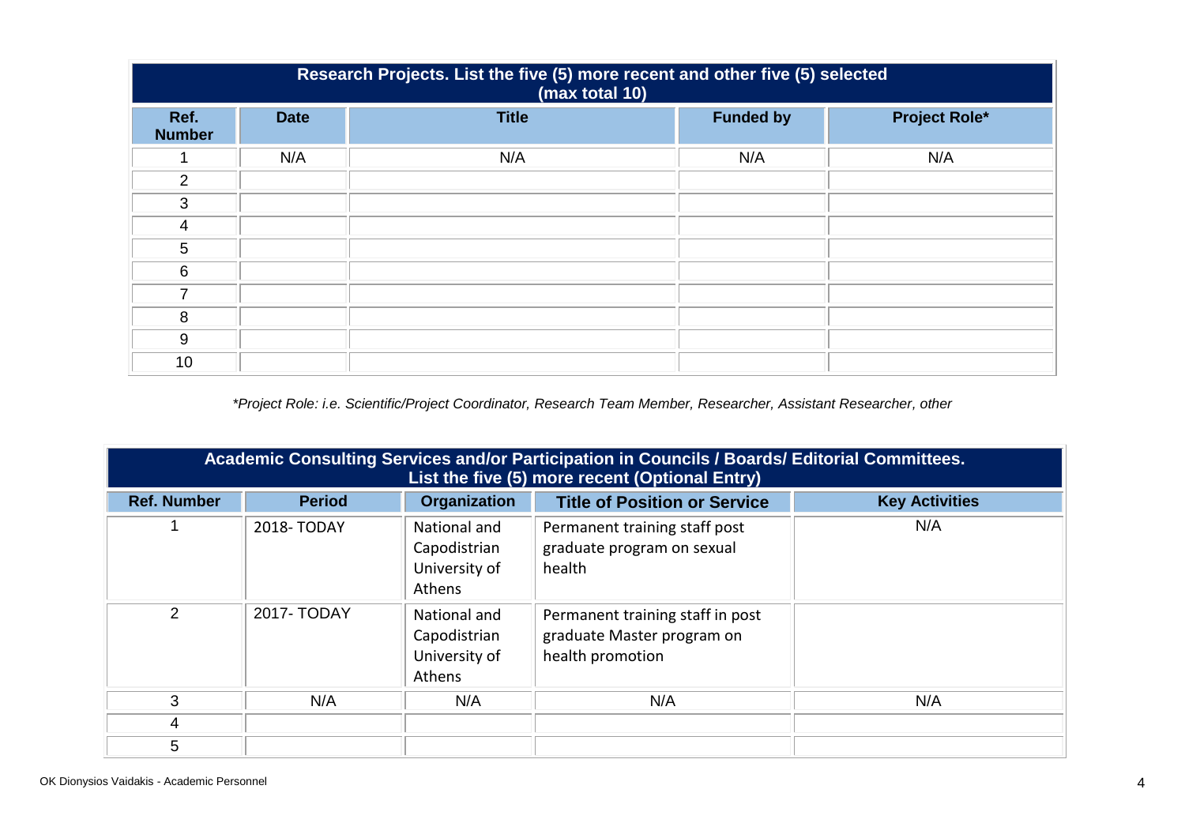| Research Projects. List the five (5) more recent and other five (5) selected (max total 10) | | | | |
|---|---|---|---|---|
| **Ref. Number** | **Date** | **Title** | **Funded by** | **Project Role*** |
| 1 | N/A | N/A | N/A | N/A |
| 2 | | | | |
| 3 | | | | |
| 4 | | | | |
| 5 | | | | |
| 6 | | | | |
| 7 | | | | |
| 8 | | | | |
| 9 | | | | |
| 10 | | | | |

*\*Project Role: i.e. Scientific/Project Coordinator, Research Team Member, Researcher, Assistant Researcher, other*

| Academic Consulting Services and/or Participation in Councils / Boards/ Editorial Committees. List the five (5) more recent (Optional Entry) | | | | |
|---|---|---|---|---|
| **Ref. Number** | **Period** | **Organization** | **Title of Position or Service** | **Key Activities** |
| 1 | 2018- TODAY | National and Capodistrian University of Athens | Permanent training staff post graduate program on sexual health | N/A |
| 2 | 2017- TODAY | National and Capodistrian University of Athens | Permanent training staff in post graduate Master program on health promotion | |
| 3 | N/A | N/A | N/A | N/A |
| 4 | | | | |
| 5 | | | | |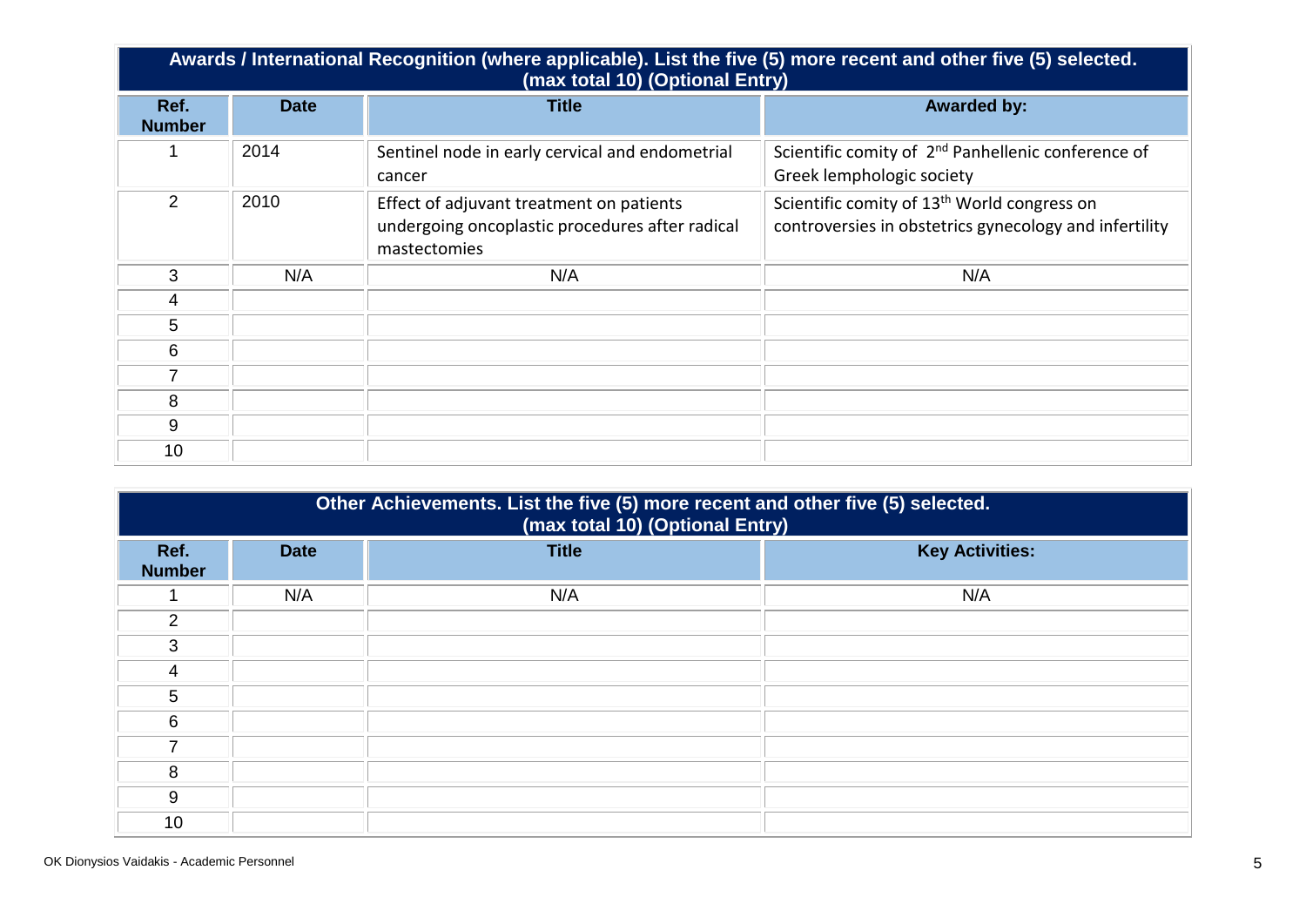| Awards / International Recognition (where applicable). List the five (5) more recent and other five (5) selected. (max total 10) (Optional Entry) | | | |
|---|---|---|---|
| **Ref. Number** | **Date** | **Title** | **Awarded by:** |
| 1 | 2014 | Sentinel node in early cervical and endometrial cancer | Scientific comity of 2nd Panhellenic conference of Greek lemphologic society |
| 2 | 2010 | Effect of adjuvant treatment on patients undergoing oncoplastic procedures after radical mastectomies | Scientific comity of 13th World congress on controversies in obstetrics gynecology and infertility |
| 3 | N/A | N/A | N/A |
| 4 | | | |
| 5 | | | |
| 6 | | | |
| 7 | | | |
| 8 | | | |
| 9 | | | |
| 10 | | | |

| Other Achievements. List the five (5) more recent and other five (5) selected. (max total 10) (Optional Entry) | | | |
|---|---|---|---|
| **Ref. Number** | **Date** | **Title** | **Key Activities:** |
| 1 | N/A | N/A | N/A |
| 2 | | | |
| 3 | | | |
| 4 | | | |
| 5 | | | |
| 6 | | | |
| 7 | | | |
| 8 | | | |
| 9 | | | |
| 10 | | | |